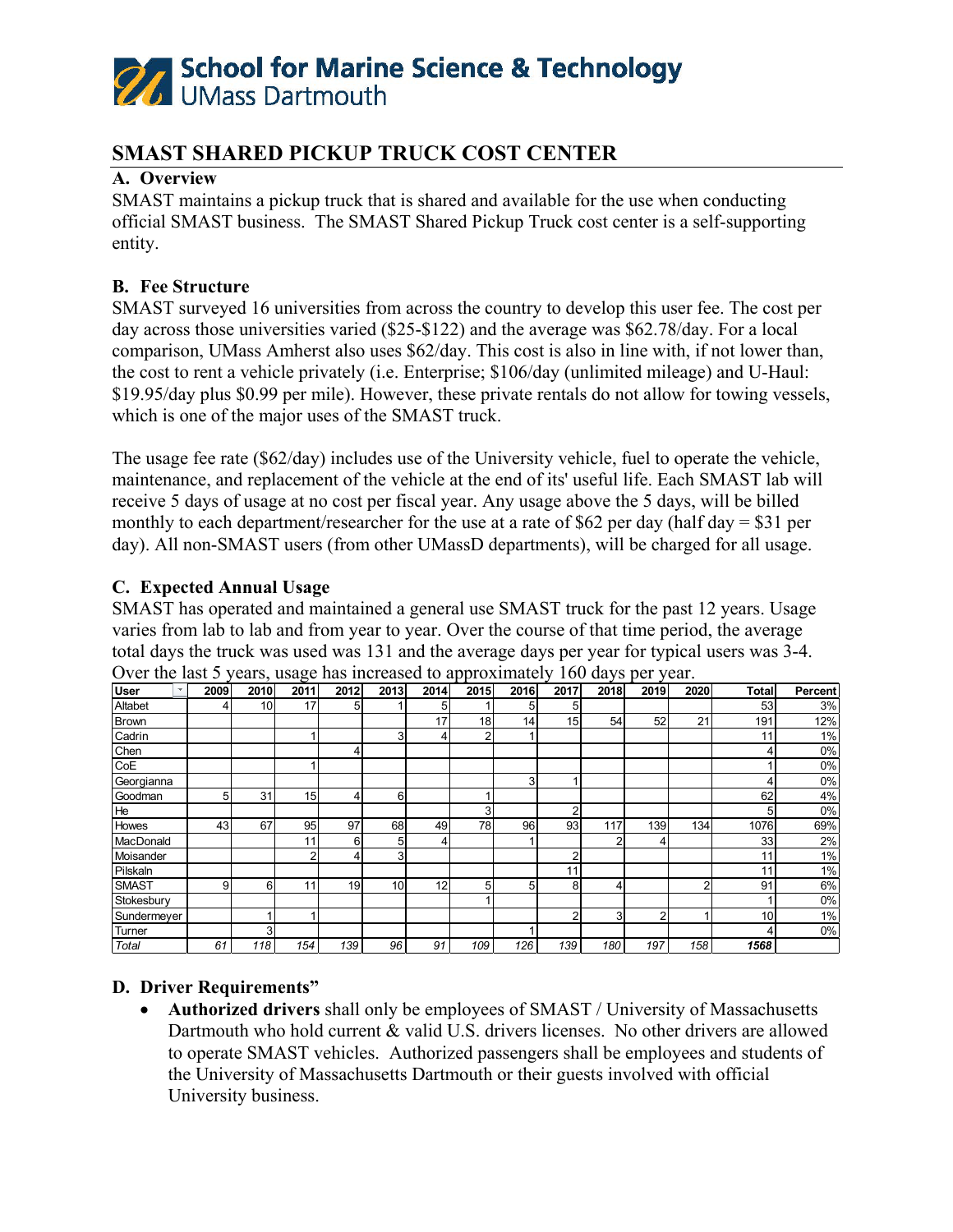# School for Marine Science & Technology
UMass Dartmouth

## SMAST SHARED PICKUP TRUCK COST CENTER

### A. Overview

SMAST maintains a pickup truck that is shared and available for the use when conducting official SMAST business. The SMAST Shared Pickup Truck cost center is a self-supporting entity.

### B. Fee Structure

SMAST surveyed 16 universities from across the country to develop this user fee. The cost per day across those universities varied ($25-$122) and the average was $62.78/day. For a local comparison, UMass Amherst also uses $62/day. This cost is also in line with, if not lower than, the cost to rent a vehicle privately (i.e. Enterprise; $106/day (unlimited mileage) and U-Haul: $19.95/day plus $0.99 per mile). However, these private rentals do not allow for towing vessels, which is one of the major uses of the SMAST truck.

The usage fee rate ($62/day) includes use of the University vehicle, fuel to operate the vehicle, maintenance, and replacement of the vehicle at the end of its' useful life. Each SMAST lab will receive 5 days of usage at no cost per fiscal year. Any usage above the 5 days, will be billed monthly to each department/researcher for the use at a rate of $62 per day (half day = $31 per day). All non-SMAST users (from other UMassD departments), will be charged for all usage.

### C. Expected Annual Usage

SMAST has operated and maintained a general use SMAST truck for the past 12 years. Usage varies from lab to lab and from year to year. Over the course of that time period, the average total days the truck was used was 131 and the average days per year for typical users was 3-4. Over the last 5 years, usage has increased to approximately 160 days per year.

| User | 2009 | 2010 | 2011 | 2012 | 2013 | 2014 | 2015 | 2016 | 2017 | 2018 | 2019 | 2020 | Total | Percent |
|---|---|---|---|---|---|---|---|---|---|---|---|---|---|---|
| Altabet | 4 | 10 | 17 | 5 | 1 | 5 | 1 | 5 | 5 | | | | 53 | 3% |
| Brown | | | | | | 17 | 18 | 14 | 15 | 54 | 52 | 21 | 191 | 12% |
| Cadrin | | | 1 | | 3 | 4 | 2 | 1 | | | | | 11 | 1% |
| Chen | | | | 4 | | | | | | | | | 4 | 0% |
| CoE | | | 1 | | | | | | | | | | 1 | 0% |
| Georgianna | | | | | | | | 3 | 1 | | | | 4 | 0% |
| Goodman | 5 | 31 | 15 | 4 | 6 | | 1 | | | | | | 62 | 4% |
| He | | | | | | | 3 | | 2 | | | | 5 | 0% |
| Howes | 43 | 67 | 95 | 97 | 68 | 49 | 78 | 96 | 93 | 117 | 139 | 134 | 1076 | 69% |
| MacDonald | | | 11 | 6 | 5 | 4 | | 1 | | 2 | 4 | | 33 | 2% |
| Moisander | | | 2 | 4 | 3 | | | | 2 | | | | 11 | 1% |
| Pilskaln | | | | | | | | | 11 | | | | 11 | 1% |
| SMAST | 9 | 6 | 11 | 19 | 10 | 12 | 5 | 5 | 8 | 4 | | 2 | 91 | 6% |
| Stokesbury | | | | | | | 1 | | | | | | 1 | 0% |
| Sundermeyer | | 1 | 1 | | | | | | 2 | 3 | 2 | 1 | 10 | 1% |
| Turner | | 3 | | | | | | 1 | | | | | 4 | 0% |
| *Total* | *61* | *118* | *154* | *139* | *96* | *91* | *109* | *126* | *139* | *180* | *197* | *158* | ***1568*** | |

### D. Driver Requirements"

- **Authorized drivers** shall only be employees of SMAST / University of Massachusetts Dartmouth who hold current & valid U.S. drivers licenses. No other drivers are allowed to operate SMAST vehicles. Authorized passengers shall be employees and students of the University of Massachusetts Dartmouth or their guests involved with official University business.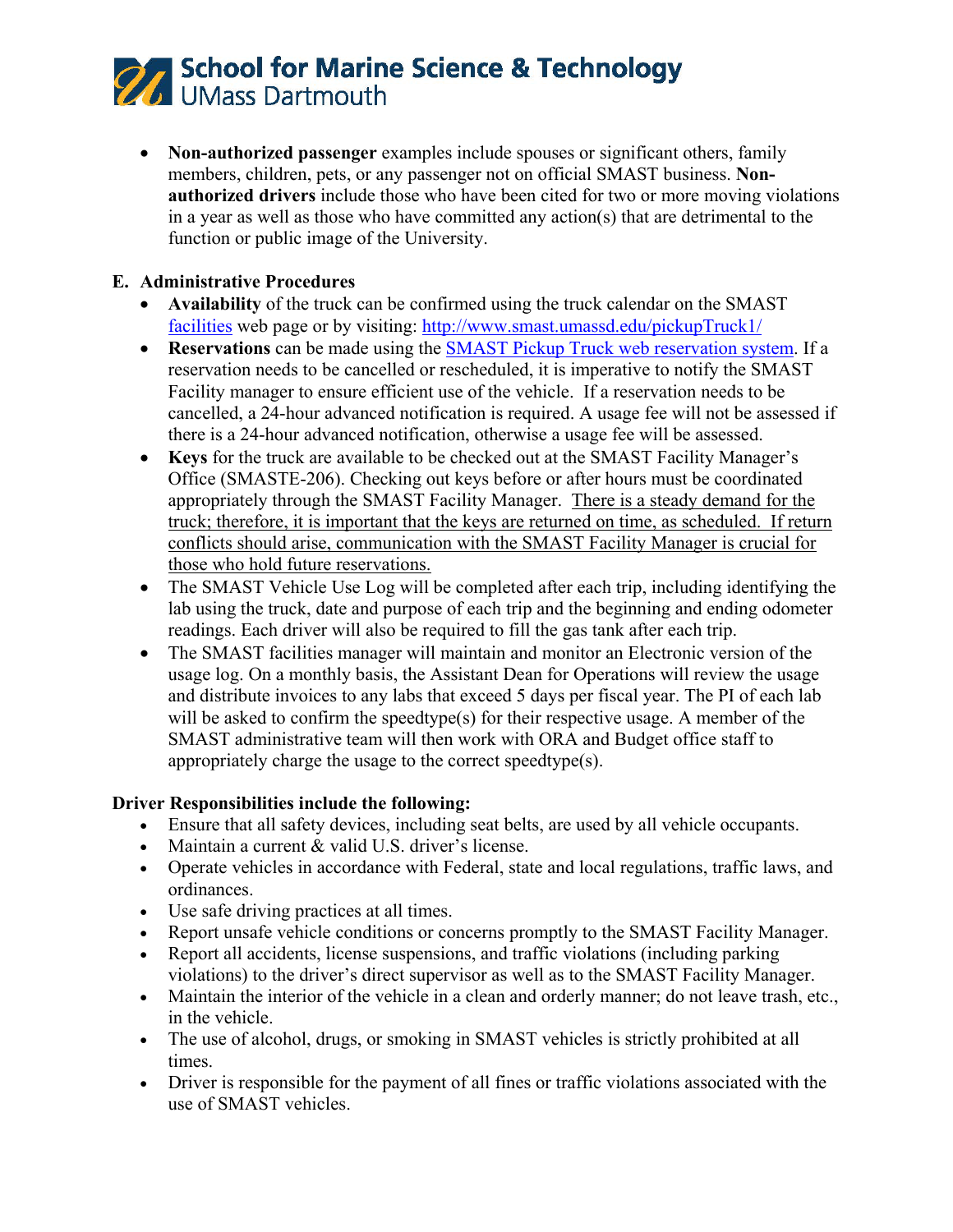- **Non-authorized passenger** examples include spouses or significant others, family members, children, pets, or any passenger not on official SMAST business. **Non-authorized drivers** include those who have been cited for two or more moving violations in a year as well as those who have committed any action(s) that are detrimental to the function or public image of the University.

## E. Administrative Procedures

- **Availability** of the truck can be confirmed using the truck calendar on the SMAST [facilities](http://www.smast.umassd.edu/pickupTruck1/) web page or by visiting: http://www.smast.umassd.edu/pickupTruck1/
- **Reservations** can be made using the SMAST Pickup Truck web reservation system. If a reservation needs to be cancelled or rescheduled, it is imperative to notify the SMAST Facility manager to ensure efficient use of the vehicle. If a reservation needs to be cancelled, a 24-hour advanced notification is required. A usage fee will not be assessed if there is a 24-hour advanced notification, otherwise a usage fee will be assessed.
- **Keys** for the truck are available to be checked out at the SMAST Facility Manager's Office (SMASTE-206). Checking out keys before or after hours must be coordinated appropriately through the SMAST Facility Manager. <u>There is a steady demand for the truck; therefore, it is important that the keys are returned on time, as scheduled. If return conflicts should arise, communication with the SMAST Facility Manager is crucial for those who hold future reservations.</u>
- The SMAST Vehicle Use Log will be completed after each trip, including identifying the lab using the truck, date and purpose of each trip and the beginning and ending odometer readings. Each driver will also be required to fill the gas tank after each trip.
- The SMAST facilities manager will maintain and monitor an Electronic version of the usage log. On a monthly basis, the Assistant Dean for Operations will review the usage and distribute invoices to any labs that exceed 5 days per fiscal year. The PI of each lab will be asked to confirm the speedtype(s) for their respective usage. A member of the SMAST administrative team will then work with ORA and Budget office staff to appropriately charge the usage to the correct speedtype(s).

**Driver Responsibilities include the following:**

- Ensure that all safety devices, including seat belts, are used by all vehicle occupants.
- Maintain a current & valid U.S. driver's license.
- Operate vehicles in accordance with Federal, state and local regulations, traffic laws, and ordinances.
- Use safe driving practices at all times.
- Report unsafe vehicle conditions or concerns promptly to the SMAST Facility Manager.
- Report all accidents, license suspensions, and traffic violations (including parking violations) to the driver's direct supervisor as well as to the SMAST Facility Manager.
- Maintain the interior of the vehicle in a clean and orderly manner; do not leave trash, etc., in the vehicle.
- The use of alcohol, drugs, or smoking in SMAST vehicles is strictly prohibited at all times.
- Driver is responsible for the payment of all fines or traffic violations associated with the use of SMAST vehicles.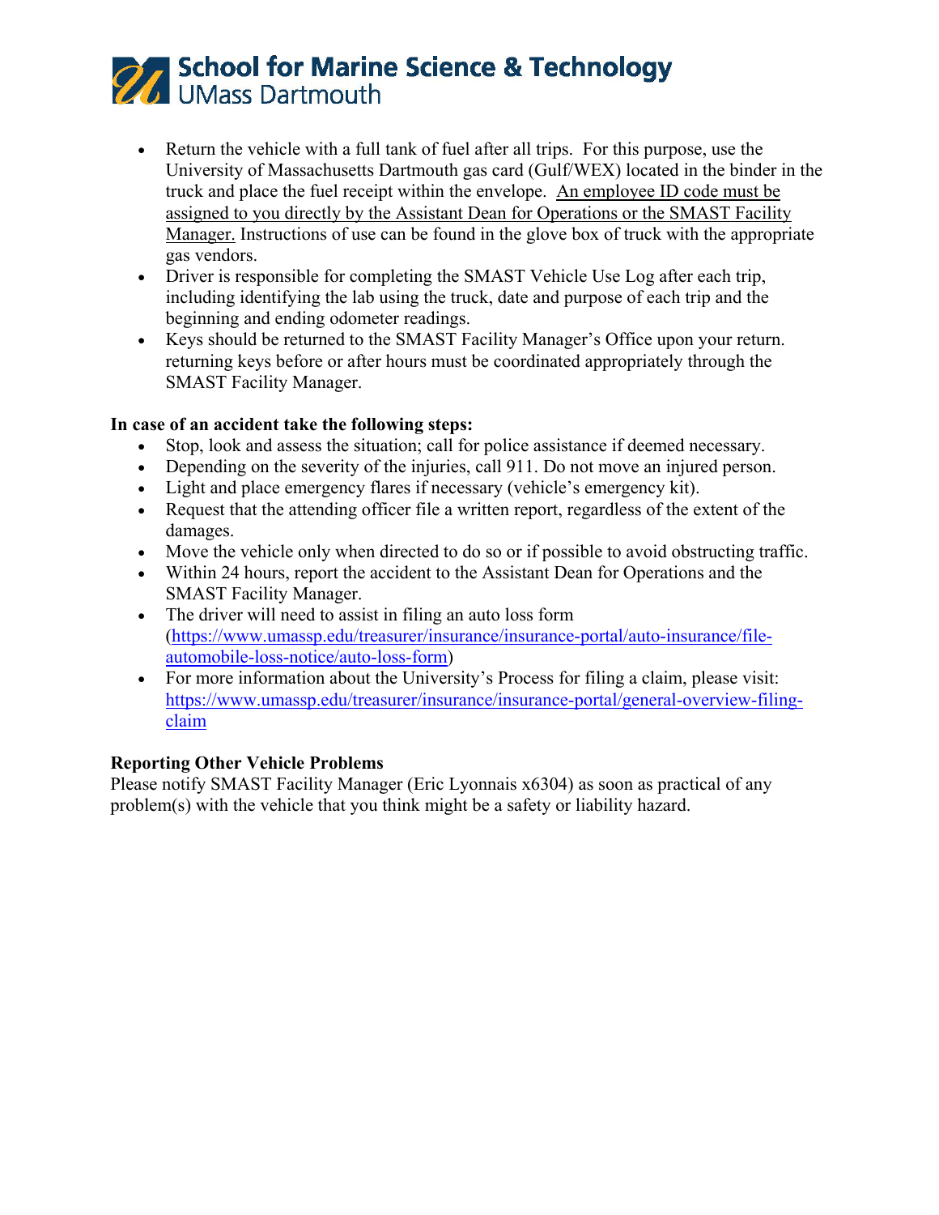- Return the vehicle with a full tank of fuel after all trips. For this purpose, use the University of Massachusetts Dartmouth gas card (Gulf/WEX) located in the binder in the truck and place the fuel receipt within the envelope. An employee ID code must be assigned to you directly by the Assistant Dean for Operations or the SMAST Facility Manager. Instructions of use can be found in the glove box of truck with the appropriate gas vendors.
- Driver is responsible for completing the SMAST Vehicle Use Log after each trip, including identifying the lab using the truck, date and purpose of each trip and the beginning and ending odometer readings.
- Keys should be returned to the SMAST Facility Manager's Office upon your return. returning keys before or after hours must be coordinated appropriately through the SMAST Facility Manager.

**In case of an accident take the following steps:**

- Stop, look and assess the situation; call for police assistance if deemed necessary.
- Depending on the severity of the injuries, call 911. Do not move an injured person.
- Light and place emergency flares if necessary (vehicle's emergency kit).
- Request that the attending officer file a written report, regardless of the extent of the damages.
- Move the vehicle only when directed to do so or if possible to avoid obstructing traffic.
- Within 24 hours, report the accident to the Assistant Dean for Operations and the SMAST Facility Manager.
- The driver will need to assist in filing an auto loss form (https://www.umassp.edu/treasurer/insurance/insurance-portal/auto-insurance/file-automobile-loss-notice/auto-loss-form)
- For more information about the University's Process for filing a claim, please visit: https://www.umassp.edu/treasurer/insurance/insurance-portal/general-overview-filing-claim

**Reporting Other Vehicle Problems**

Please notify SMAST Facility Manager (Eric Lyonnais x6304) as soon as practical of any problem(s) with the vehicle that you think might be a safety or liability hazard.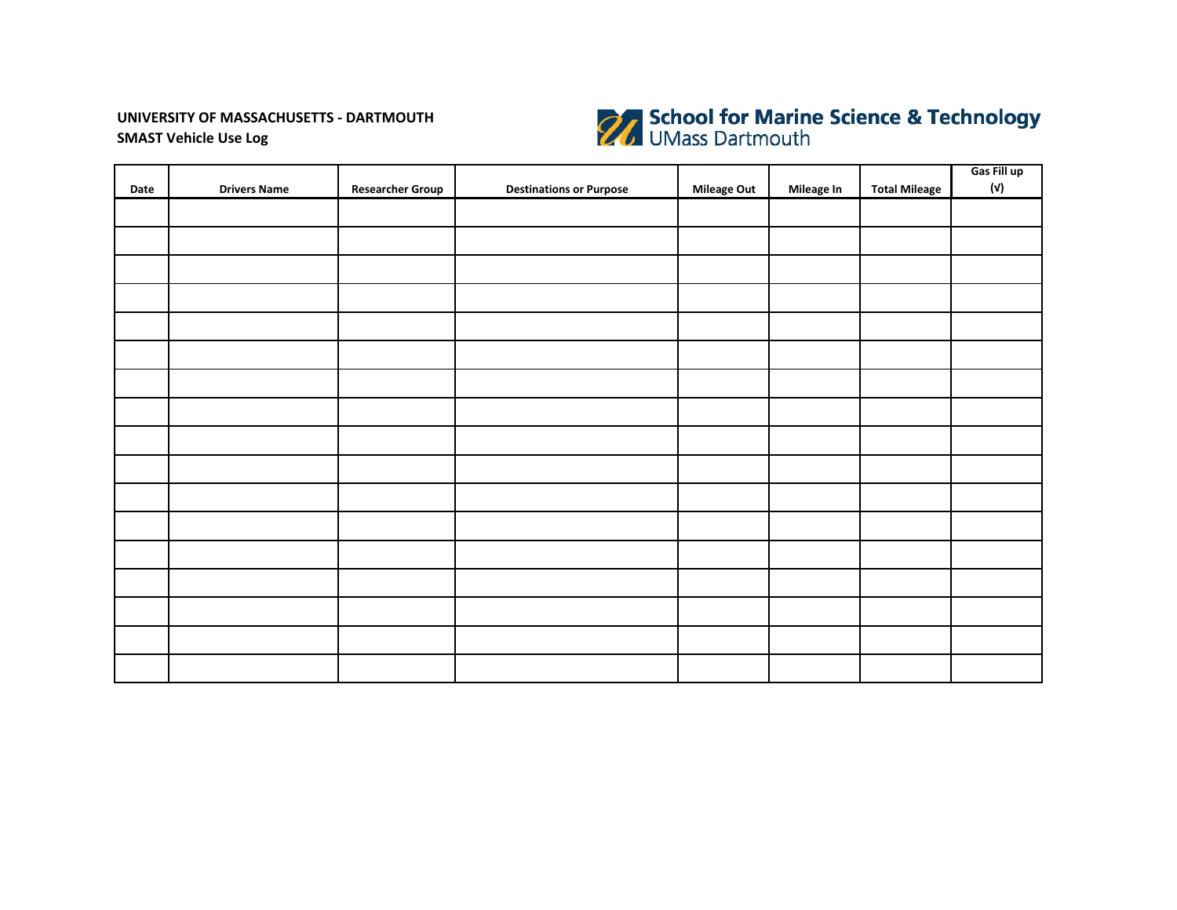**UNIVERSITY OF MASSACHUSETTS - DARTMOUTH**
**SMAST Vehicle Use Log**

School for Marine Science & Technology
UMass Dartmouth

| Date | Drivers Name | Researcher Group | Destinations or Purpose | Mileage Out | Mileage In | Total Mileage | Gas Fill up (√) |
|---|---|---|---|---|---|---|---|
| | | | | | | | |
| | | | | | | | |
| | | | | | | | |
| | | | | | | | |
| | | | | | | | |
| | | | | | | | |
| | | | | | | | |
| | | | | | | | |
| | | | | | | | |
| | | | | | | | |
| | | | | | | | |
| | | | | | | | |
| | | | | | | | |
| | | | | | | | |
| | | | | | | | |
| | | | | | | | |
| | | | | | | | |